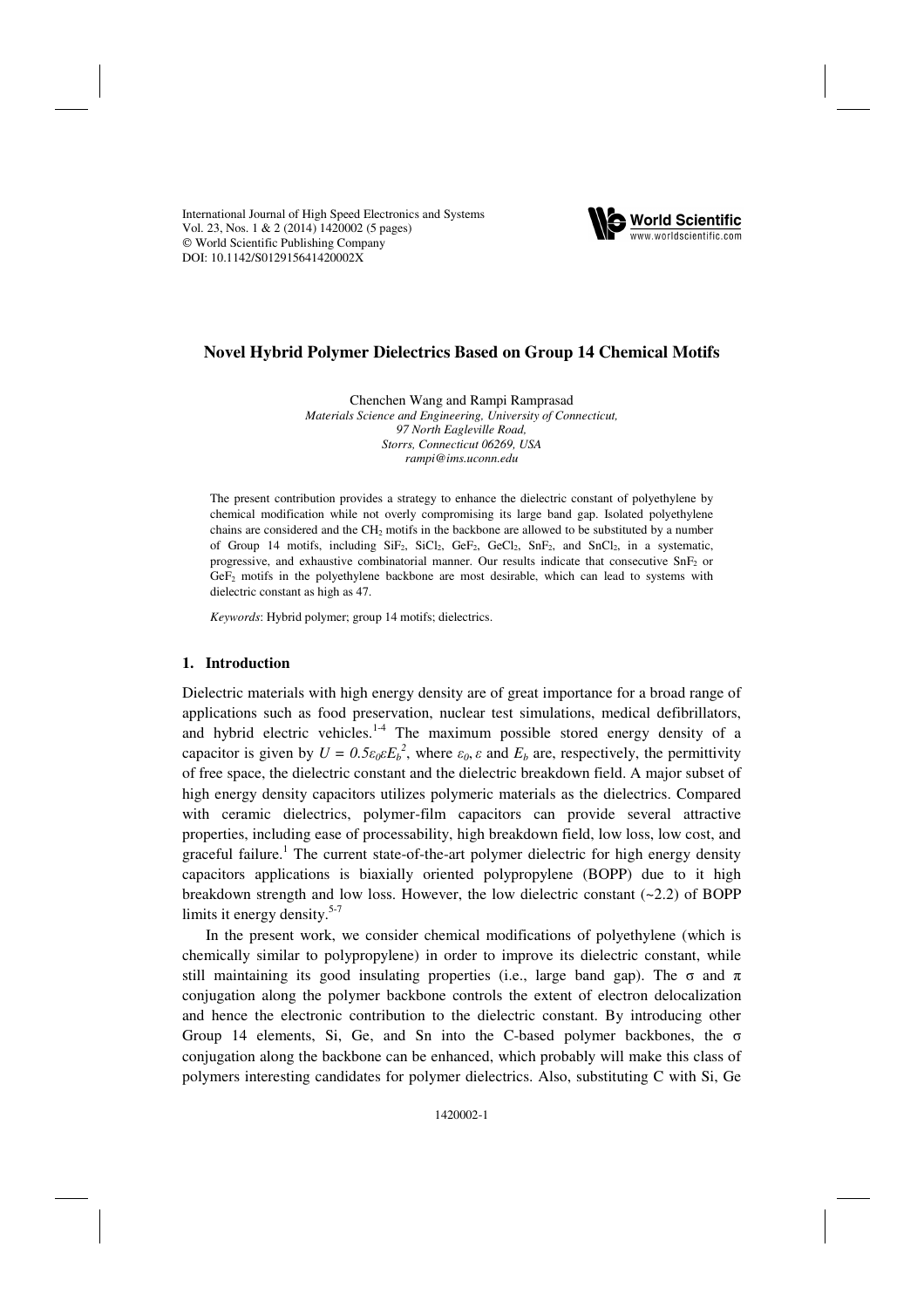International Journal of High Speed Electronics and Systems
Vol. 23, Nos. 1 & 2 (2014) 1420002 (5 pages)
© World Scientific Publishing Company
DOI: 10.1142/S012915641420002X

# Novel Hybrid Polymer Dielectrics Based on Group 14 Chemical Motifs

Chenchen Wang and Rampi Ramprasad
*Materials Science and Engineering, University of Connecticut,*
*97 North Eagleville Road,*
*Storrs, Connecticut 06269, USA*
*rampi@ims.uconn.edu*

The present contribution provides a strategy to enhance the dielectric constant of polyethylene by chemical modification while not overly compromising its large band gap. Isolated polyethylene chains are considered and the $CH_2$ motifs in the backbone are allowed to be substituted by a number of Group 14 motifs, including $SiF_2$, $SiCl_2$, $GeF_2$, $GeCl_2$, $SnF_2$, and $SnCl_2$, in a systematic, progressive, and exhaustive combinatorial manner. Our results indicate that consecutive $SnF_2$ or $GeF_2$ motifs in the polyethylene backbone are most desirable, which can lead to systems with dielectric constant as high as 47.

*Keywords*: Hybrid polymer; group 14 motifs; dielectrics.

## 1. Introduction

Dielectric materials with high energy density are of great importance for a broad range of applications such as food preservation, nuclear test simulations, medical defibrillators, and hybrid electric vehicles.[1-4] The maximum possible stored energy density of a capacitor is given by $U = 0.5\varepsilon_0\varepsilon E_b^2$, where $\varepsilon_0$, $\varepsilon$ and $E_b$ are, respectively, the permittivity of free space, the dielectric constant and the dielectric breakdown field. A major subset of high energy density capacitors utilizes polymeric materials as the dielectrics. Compared with ceramic dielectrics, polymer-film capacitors can provide several attractive properties, including ease of processability, high breakdown field, low loss, low cost, and graceful failure.[1] The current state-of-the-art polymer dielectric for high energy density capacitors applications is biaxially oriented polypropylene (BOPP) due to it high breakdown strength and low loss. However, the low dielectric constant (~2.2) of BOPP limits it energy density.[5-7]

In the present work, we consider chemical modifications of polyethylene (which is chemically similar to polypropylene) in order to improve its dielectric constant, while still maintaining its good insulating properties (i.e., large band gap). The σ and π conjugation along the polymer backbone controls the extent of electron delocalization and hence the electronic contribution to the dielectric constant. By introducing other Group 14 elements, Si, Ge, and Sn into the C-based polymer backbones, the σ conjugation along the backbone can be enhanced, which probably will make this class of polymers interesting candidates for polymer dielectrics. Also, substituting C with Si, Ge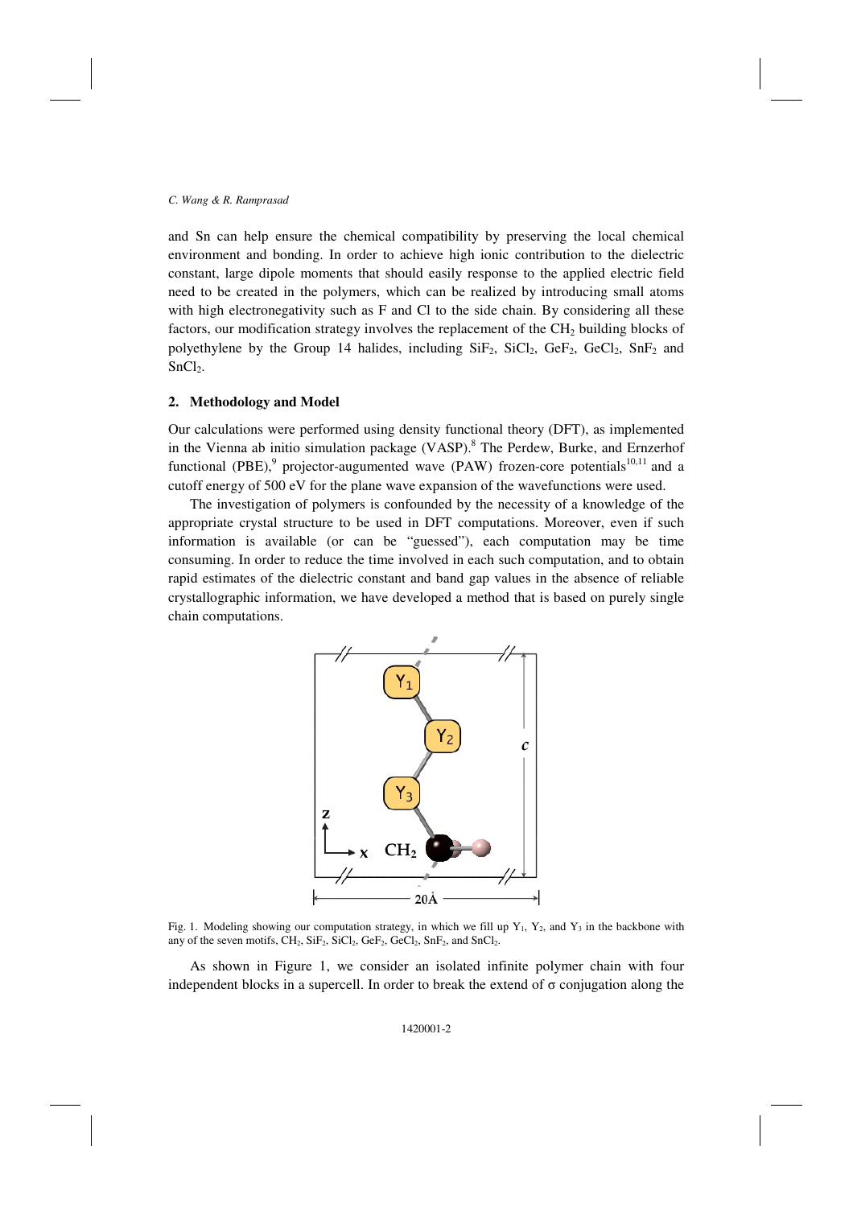and Sn can help ensure the chemical compatibility by preserving the local chemical environment and bonding. In order to achieve high ionic contribution to the dielectric constant, large dipole moments that should easily response to the applied electric field need to be created in the polymers, which can be realized by introducing small atoms with high electronegativity such as F and Cl to the side chain. By considering all these factors, our modification strategy involves the replacement of the $CH_2$ building blocks of polyethylene by the Group 14 halides, including $SiF_2$, $SiCl_2$, $GeF_2$, $GeCl_2$, $SnF_2$ and $SnCl_2$.

## 2. Methodology and Model

Our calculations were performed using density functional theory (DFT), as implemented in the Vienna ab initio simulation package (VASP).[8] The Perdew, Burke, and Ernzerhof functional (PBE),[9] projector-augumented wave (PAW) frozen-core potentials[10,11] and a cutoff energy of 500 eV for the plane wave expansion of the wavefunctions were used.

The investigation of polymers is confounded by the necessity of a knowledge of the appropriate crystal structure to be used in DFT computations. Moreover, even if such information is available (or can be "guessed"), each computation may be time consuming. In order to reduce the time involved in each such computation, and to obtain rapid estimates of the dielectric constant and band gap values in the absence of reliable crystallographic information, we have developed a method that is based on purely single chain computations.

Fig. 1. Modeling showing our computation strategy, in which we fill up $Y_1$, $Y_2$, and $Y_3$ in the backbone with any of the seven motifs, $CH_2$, $SiF_2$, $SiCl_2$, $GeF_2$, $GeCl_2$, $SnF_2$, and $SnCl_2$.

As shown in Figure 1, we consider an isolated infinite polymer chain with four independent blocks in a supercell. In order to break the extend of σ conjugation along the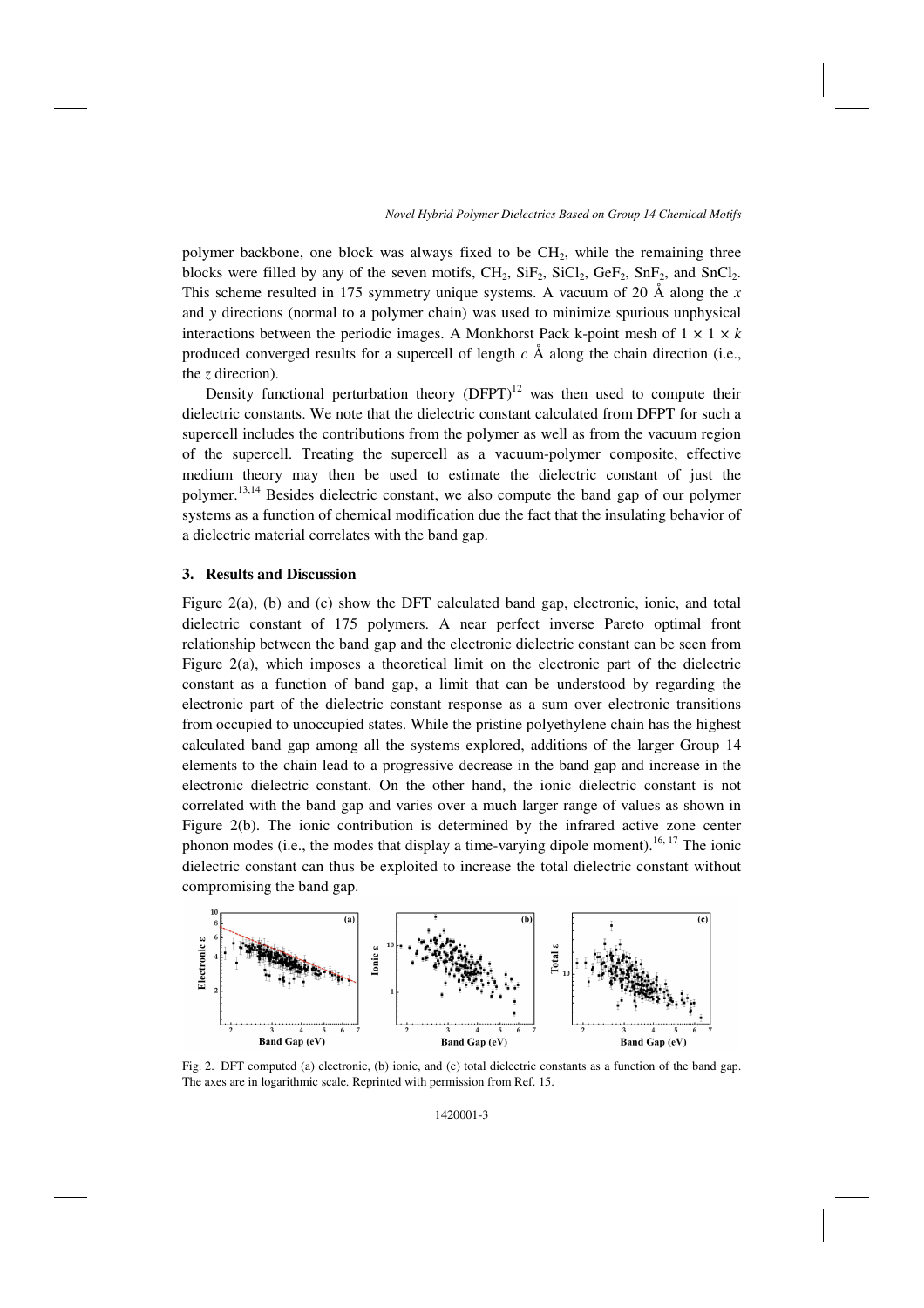polymer backbone, one block was always fixed to be $CH_2$, while the remaining three blocks were filled by any of the seven motifs, $CH_2$, $SiF_2$, $SiCl_2$, $GeF_2$, $SnF_2$, and $SnCl_2$. This scheme resulted in 175 symmetry unique systems. A vacuum of 20 Å along the *x* and *y* directions (normal to a polymer chain) was used to minimize spurious unphysical interactions between the periodic images. A Monkhorst Pack k-point mesh of $1 \times 1 \times k$ produced converged results for a supercell of length *c* Å along the chain direction (i.e., the *z* direction).

Density functional perturbation theory (DFPT)[12] was then used to compute their dielectric constants. We note that the dielectric constant calculated from DFPT for such a supercell includes the contributions from the polymer as well as from the vacuum region of the supercell. Treating the supercell as a vacuum-polymer composite, effective medium theory may then be used to estimate the dielectric constant of just the polymer.[13,14] Besides dielectric constant, we also compute the band gap of our polymer systems as a function of chemical modification due the fact that the insulating behavior of a dielectric material correlates with the band gap.

## 3. Results and Discussion

Figure 2(a), (b) and (c) show the DFT calculated band gap, electronic, ionic, and total dielectric constant of 175 polymers. A near perfect inverse Pareto optimal front relationship between the band gap and the electronic dielectric constant can be seen from Figure 2(a), which imposes a theoretical limit on the electronic part of the dielectric constant as a function of band gap, a limit that can be understood by regarding the electronic part of the dielectric constant response as a sum over electronic transitions from occupied to unoccupied states. While the pristine polyethylene chain has the highest calculated band gap among all the systems explored, additions of the larger Group 14 elements to the chain lead to a progressive decrease in the band gap and increase in the electronic dielectric constant. On the other hand, the ionic dielectric constant is not correlated with the band gap and varies over a much larger range of values as shown in Figure 2(b). The ionic contribution is determined by the infrared active zone center phonon modes (i.e., the modes that display a time-varying dipole moment).[16, 17] The ionic dielectric constant can thus be exploited to increase the total dielectric constant without compromising the band gap.

Fig. 2. DFT computed (a) electronic, (b) ionic, and (c) total dielectric constants as a function of the band gap. The axes are in logarithmic scale. Reprinted with permission from Ref. 15.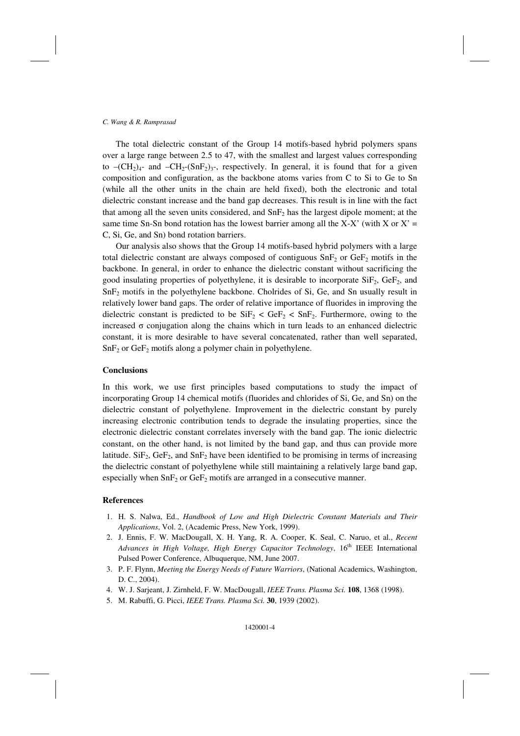The total dielectric constant of the Group 14 motifs-based hybrid polymers spans over a large range between 2.5 to 47, with the smallest and largest values corresponding to $-(CH_2)_4$- and $-CH_2-(SnF_2)_3$-, respectively. In general, it is found that for a given composition and configuration, as the backbone atoms varies from C to Si to Ge to Sn (while all the other units in the chain are held fixed), both the electronic and total dielectric constant increase and the band gap decreases. This result is in line with the fact that among all the seven units considered, and $SnF_2$ has the largest dipole moment; at the same time Sn-Sn bond rotation has the lowest barrier among all the X-X' (with X or X' = C, Si, Ge, and Sn) bond rotation barriers.

Our analysis also shows that the Group 14 motifs-based hybrid polymers with a large total dielectric constant are always composed of contiguous $SnF_2$ or $GeF_2$ motifs in the backbone. In general, in order to enhance the dielectric constant without sacrificing the good insulating properties of polyethylene, it is desirable to incorporate $SiF_2$, $GeF_2$, and $SnF_2$ motifs in the polyethylene backbone. Cholrides of Si, Ge, and Sn usually result in relatively lower band gaps. The order of relative importance of fluorides in improving the dielectric constant is predicted to be $SiF_2 < GeF_2 < SnF_2$. Furthermore, owing to the increased $\sigma$ conjugation along the chains which in turn leads to an enhanced dielectric constant, it is more desirable to have several concatenated, rather than well separated, $SnF_2$ or $GeF_2$ motifs along a polymer chain in polyethylene.

## Conclusions

In this work, we use first principles based computations to study the impact of incorporating Group 14 chemical motifs (fluorides and chlorides of Si, Ge, and Sn) on the dielectric constant of polyethylene. Improvement in the dielectric constant by purely increasing electronic contribution tends to degrade the insulating properties, since the electronic dielectric constant correlates inversely with the band gap. The ionic dielectric constant, on the other hand, is not limited by the band gap, and thus can provide more latitude. $SiF_2$, $GeF_2$, and $SnF_2$ have been identified to be promising in terms of increasing the dielectric constant of polyethylene while still maintaining a relatively large band gap, especially when $SnF_2$ or $GeF_2$ motifs are arranged in a consecutive manner.

## References

1. H. S. Nalwa, Ed., *Handbook of Low and High Dielectric Constant Materials and Their Applications*, Vol. 2, (Academic Press, New York, 1999).
2. J. Ennis, F. W. MacDougall, X. H. Yang, R. A. Cooper, K. Seal, C. Naruo, et al., *Recent Advances in High Voltage, High Energy Capacitor Technology*, 16th IEEE International Pulsed Power Conference, Albuquerque, NM, June 2007.
3. P. F. Flynn, *Meeting the Energy Needs of Future Warriors*, (National Academics, Washington, D. C., 2004).
4. W. J. Sarjeant, J. Zirnheld, F. W. MacDougall, *IEEE Trans. Plasma Sci.* **108**, 1368 (1998).
5. M. Rabuffi, G. Picci, *IEEE Trans. Plasma Sci.* **30**, 1939 (2002).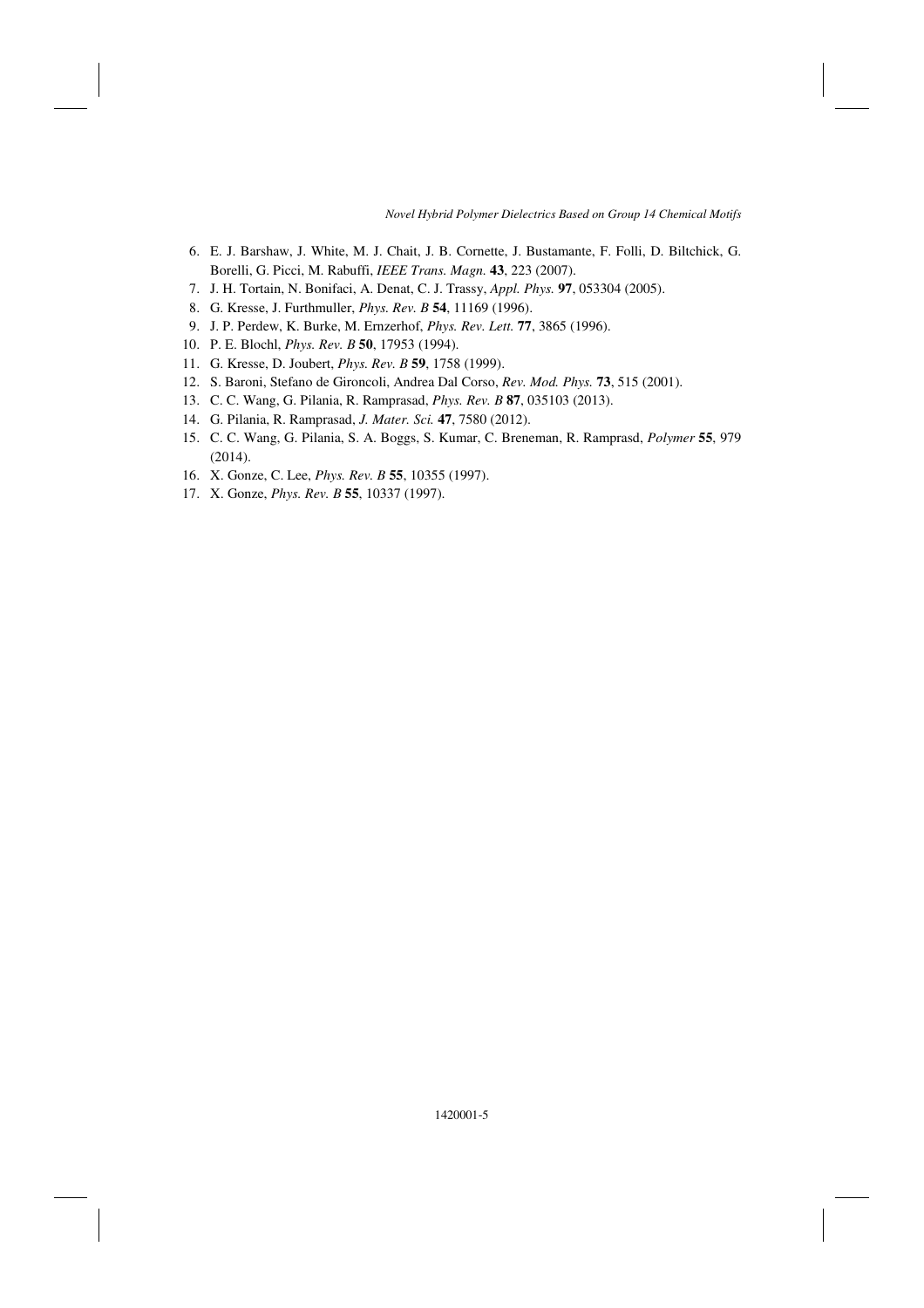6. E. J. Barshaw, J. White, M. J. Chait, J. B. Cornette, J. Bustamante, F. Folli, D. Biltchick, G. Borelli, G. Picci, M. Rabuffi, *IEEE Trans. Magn.* **43**, 223 (2007).
7. J. H. Tortain, N. Bonifaci, A. Denat, C. J. Trassy, *Appl. Phys.* **97**, 053304 (2005).
8. G. Kresse, J. Furthmuller, *Phys. Rev. B* **54**, 11169 (1996).
9. J. P. Perdew, K. Burke, M. Ernzerhof, *Phys. Rev. Lett.* **77**, 3865 (1996).
10. P. E. Blochl, *Phys. Rev. B* **50**, 17953 (1994).
11. G. Kresse, D. Joubert, *Phys. Rev. B* **59**, 1758 (1999).
12. S. Baroni, Stefano de Gironcoli, Andrea Dal Corso, *Rev. Mod. Phys.* **73**, 515 (2001).
13. C. C. Wang, G. Pilania, R. Ramprasad, *Phys. Rev. B* **87**, 035103 (2013).
14. G. Pilania, R. Ramprasad, *J. Mater. Sci.* **47**, 7580 (2012).
15. C. C. Wang, G. Pilania, S. A. Boggs, S. Kumar, C. Breneman, R. Ramprasd, *Polymer* **55**, 979 (2014).
16. X. Gonze, C. Lee, *Phys. Rev. B* **55**, 10355 (1997).
17. X. Gonze, *Phys. Rev. B* **55**, 10337 (1997).